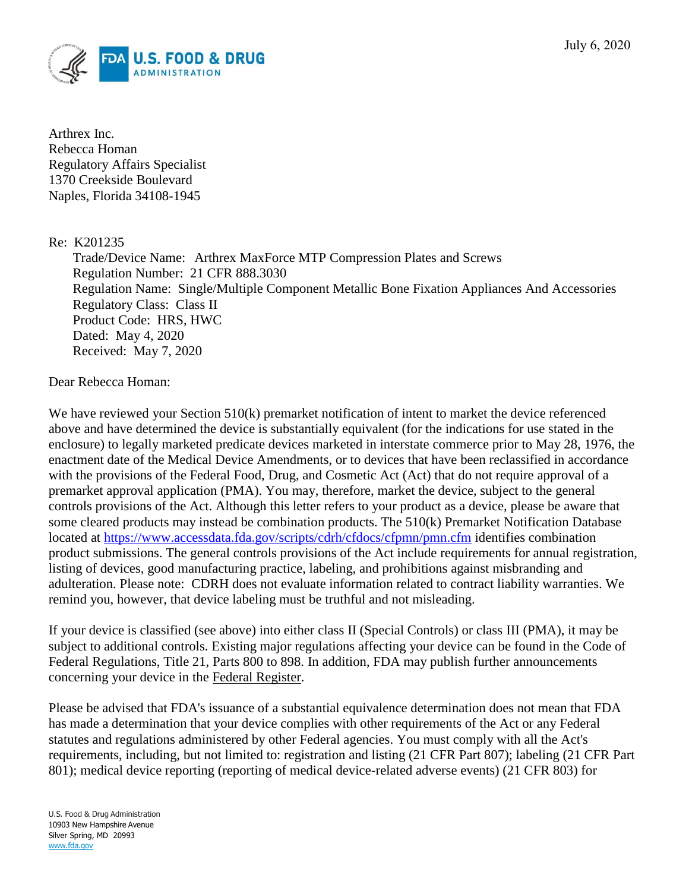July 6, 2020

Arthrex Inc.
Rebecca Homan
Regulatory Affairs Specialist
1370 Creekside Boulevard
Naples, Florida 34108-1945

Re: K201235

Trade/Device Name: Arthrex MaxForce MTP Compression Plates and Screws
Regulation Number: 21 CFR 888.3030
Regulation Name: Single/Multiple Component Metallic Bone Fixation Appliances And Accessories
Regulatory Class: Class II
Product Code: HRS, HWC
Dated: May 4, 2020
Received: May 7, 2020

Dear Rebecca Homan:

We have reviewed your Section 510(k) premarket notification of intent to market the device referenced above and have determined the device is substantially equivalent (for the indications for use stated in the enclosure) to legally marketed predicate devices marketed in interstate commerce prior to May 28, 1976, the enactment date of the Medical Device Amendments, or to devices that have been reclassified in accordance with the provisions of the Federal Food, Drug, and Cosmetic Act (Act) that do not require approval of a premarket approval application (PMA). You may, therefore, market the device, subject to the general controls provisions of the Act. Although this letter refers to your product as a device, please be aware that some cleared products may instead be combination products. The 510(k) Premarket Notification Database located at https://www.accessdata.fda.gov/scripts/cdrh/cfdocs/cfpmn/pmn.cfm identifies combination product submissions. The general controls provisions of the Act include requirements for annual registration, listing of devices, good manufacturing practice, labeling, and prohibitions against misbranding and adulteration. Please note: CDRH does not evaluate information related to contract liability warranties. We remind you, however, that device labeling must be truthful and not misleading.

If your device is classified (see above) into either class II (Special Controls) or class III (PMA), it may be subject to additional controls. Existing major regulations affecting your device can be found in the Code of Federal Regulations, Title 21, Parts 800 to 898. In addition, FDA may publish further announcements concerning your device in the Federal Register.

Please be advised that FDA's issuance of a substantial equivalence determination does not mean that FDA has made a determination that your device complies with other requirements of the Act or any Federal statutes and regulations administered by other Federal agencies. You must comply with all the Act's requirements, including, but not limited to: registration and listing (21 CFR Part 807); labeling (21 CFR Part 801); medical device reporting (reporting of medical device-related adverse events) (21 CFR 803) for

U.S. Food & Drug Administration
10903 New Hampshire Avenue
Silver Spring, MD 20993
www.fda.gov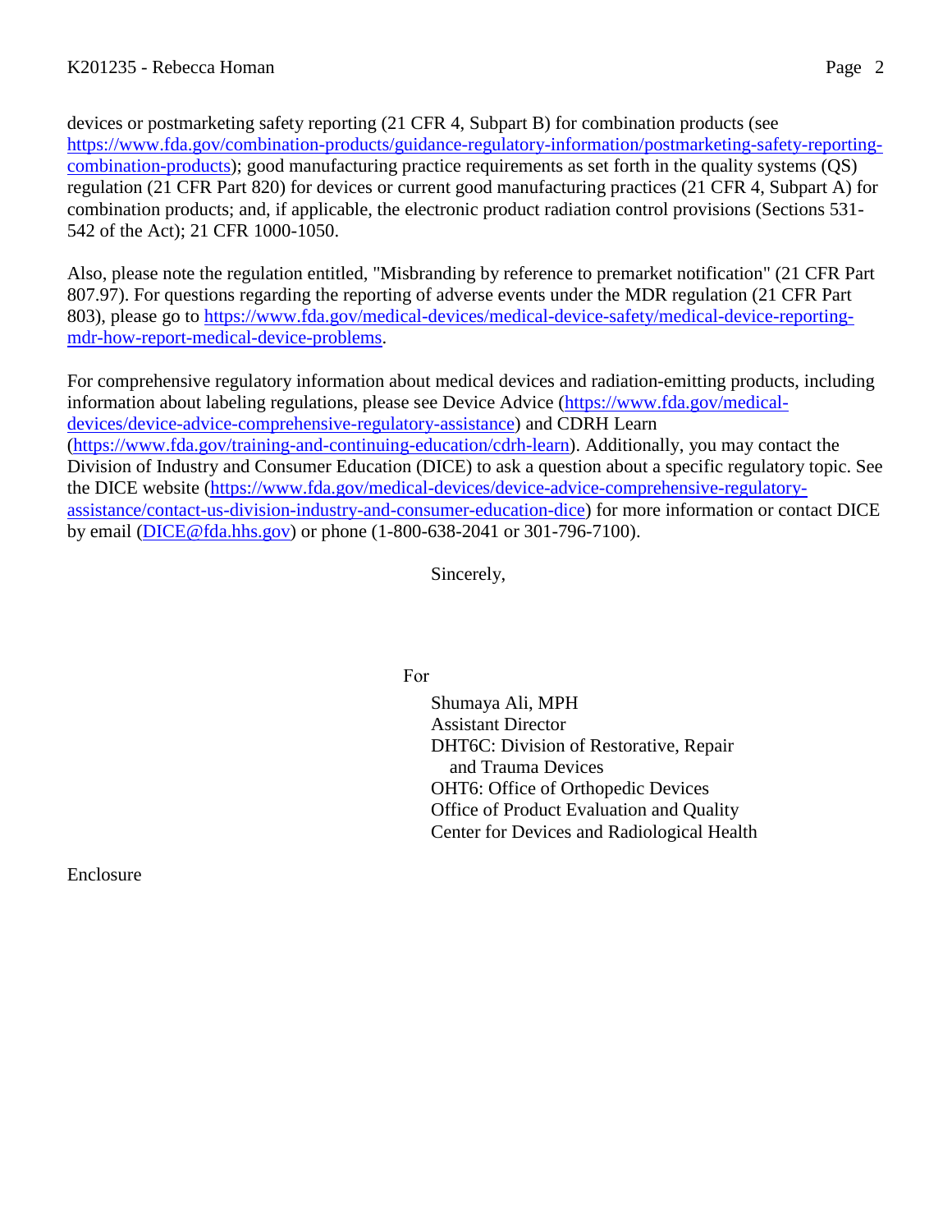devices or postmarketing safety reporting (21 CFR 4, Subpart B) for combination products (see https://www.fda.gov/combination-products/guidance-regulatory-information/postmarketing-safety-reporting-combination-products); good manufacturing practice requirements as set forth in the quality systems (QS) regulation (21 CFR Part 820) for devices or current good manufacturing practices (21 CFR 4, Subpart A) for combination products; and, if applicable, the electronic product radiation control provisions (Sections 531-542 of the Act); 21 CFR 1000-1050.

Also, please note the regulation entitled, "Misbranding by reference to premarket notification" (21 CFR Part 807.97). For questions regarding the reporting of adverse events under the MDR regulation (21 CFR Part 803), please go to https://www.fda.gov/medical-devices/medical-device-safety/medical-device-reporting-mdr-how-report-medical-device-problems.

For comprehensive regulatory information about medical devices and radiation-emitting products, including information about labeling regulations, please see Device Advice (https://www.fda.gov/medical-devices/device-advice-comprehensive-regulatory-assistance) and CDRH Learn (https://www.fda.gov/training-and-continuing-education/cdrh-learn). Additionally, you may contact the Division of Industry and Consumer Education (DICE) to ask a question about a specific regulatory topic. See the DICE website (https://www.fda.gov/medical-devices/device-advice-comprehensive-regulatory-assistance/contact-us-division-industry-and-consumer-education-dice) for more information or contact DICE by email (DICE@fda.hhs.gov) or phone (1-800-638-2041 or 301-796-7100).

Sincerely,

For

Shumaya Ali, MPH
Assistant Director
DHT6C: Division of Restorative, Repair and Trauma Devices
OHT6: Office of Orthopedic Devices
Office of Product Evaluation and Quality
Center for Devices and Radiological Health

Enclosure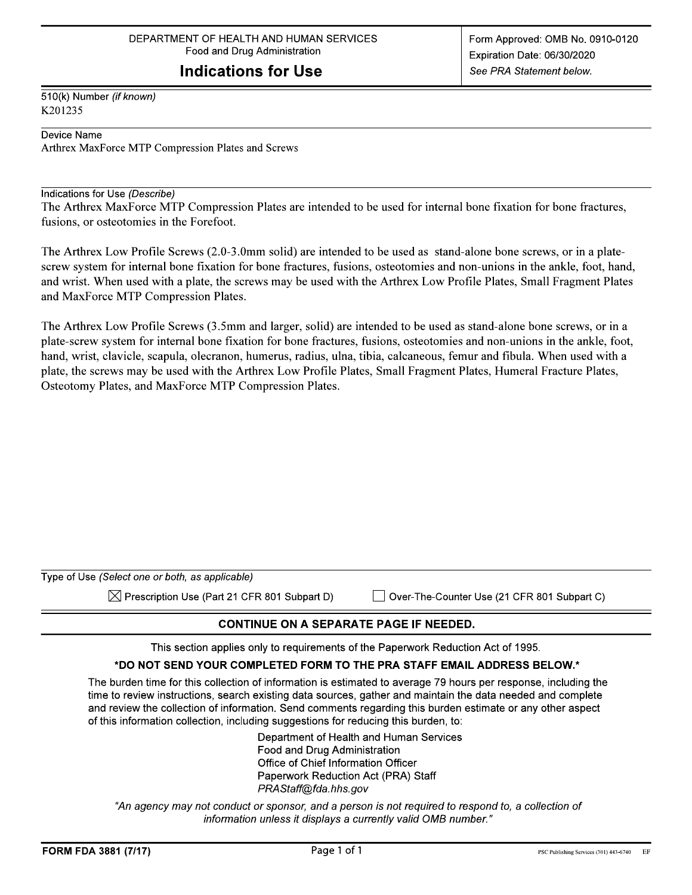DEPARTMENT OF HEALTH AND HUMAN SERVICES
Food and Drug Administration

# Indications for Use

Form Approved: OMB No. 0910-0120
Expiration Date: 06/30/2020
*See PRA Statement below.*

510(k) Number *(if known)*
K201235

Device Name
Arthrex MaxForce MTP Compression Plates and Screws

Indications for Use *(Describe)*
The Arthrex MaxForce MTP Compression Plates are intended to be used for internal bone fixation for bone fractures, fusions, or osteotomies in the Forefoot.

The Arthrex Low Profile Screws (2.0-3.0mm solid) are intended to be used as stand-alone bone screws, or in a plate-screw system for internal bone fixation for bone fractures, fusions, osteotomies and non-unions in the ankle, foot, hand, and wrist. When used with a plate, the screws may be used with the Arthrex Low Profile Plates, Small Fragment Plates and MaxForce MTP Compression Plates.

The Arthrex Low Profile Screws (3.5mm and larger, solid) are intended to be used as stand-alone bone screws, or in a plate-screw system for internal bone fixation for bone fractures, fusions, osteotomies and non-unions in the ankle, foot, hand, wrist, clavicle, scapula, olecranon, humerus, radius, ulna, tibia, calcaneous, femur and fibula. When used with a plate, the screws may be used with the Arthrex Low Profile Plates, Small Fragment Plates, Humeral Fracture Plates, Osteotomy Plates, and MaxForce MTP Compression Plates.

Type of Use *(Select one or both, as applicable)*

☒ Prescription Use (Part 21 CFR 801 Subpart D) ☐ Over-The-Counter Use (21 CFR 801 Subpart C)

**CONTINUE ON A SEPARATE PAGE IF NEEDED.**

This section applies only to requirements of the Paperwork Reduction Act of 1995.

**\*DO NOT SEND YOUR COMPLETED FORM TO THE PRA STAFF EMAIL ADDRESS BELOW.\***

The burden time for this collection of information is estimated to average 79 hours per response, including the time to review instructions, search existing data sources, gather and maintain the data needed and complete and review the collection of information. Send comments regarding this burden estimate or any other aspect of this information collection, including suggestions for reducing this burden, to:

Department of Health and Human Services
Food and Drug Administration
Office of Chief Information Officer
Paperwork Reduction Act (PRA) Staff
*PRAStaff@fda.hhs.gov*

*"An agency may not conduct or sponsor, and a person is not required to respond to, a collection of information unless it displays a currently valid OMB number."*

**FORM FDA 3881 (7/17)**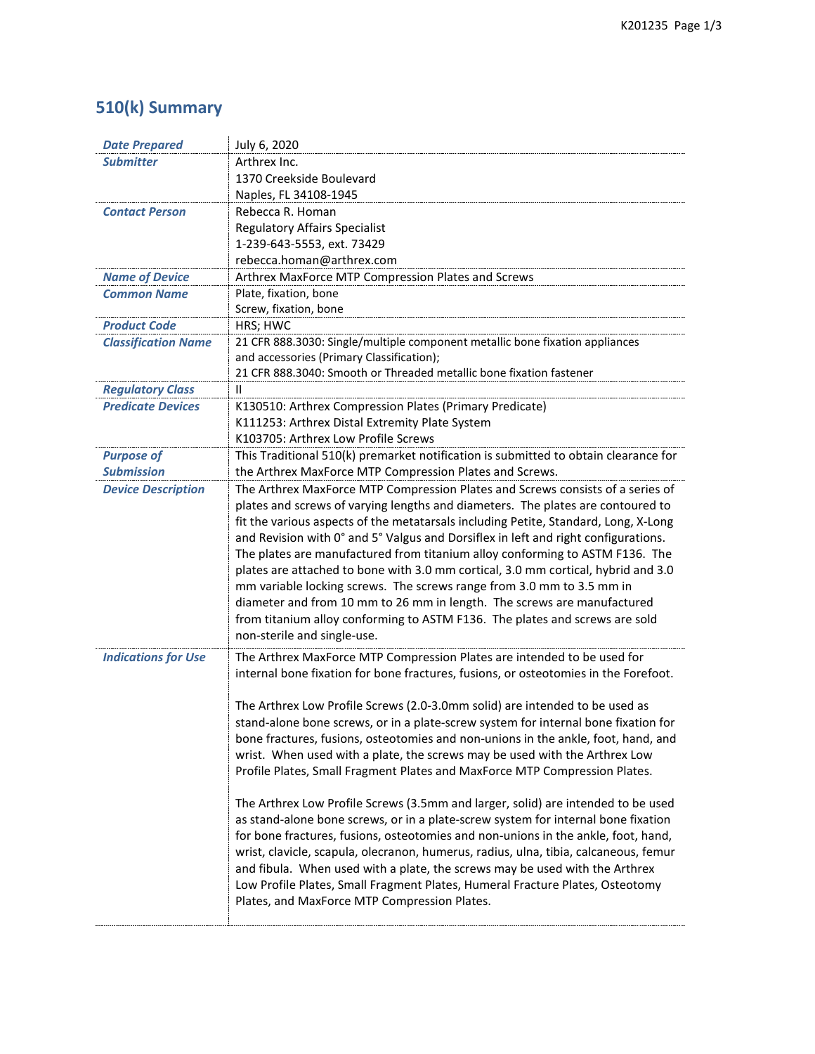# 510(k) Summary

| | |
|---|---|
| ***Date Prepared*** | July 6, 2020 |
| ***Submitter*** | Arthrex Inc.<br>1370 Creekside Boulevard<br>Naples, FL 34108-1945 |
| ***Contact Person*** | Rebecca R. Homan<br>Regulatory Affairs Specialist<br>1-239-643-5553, ext. 73429<br>rebecca.homan@arthrex.com |
| ***Name of Device*** | Arthrex MaxForce MTP Compression Plates and Screws |
| ***Common Name*** | Plate, fixation, bone<br>Screw, fixation, bone |
| ***Product Code*** | HRS; HWC |
| ***Classification Name*** | 21 CFR 888.3030: Single/multiple component metallic bone fixation appliances and accessories (Primary Classification);<br>21 CFR 888.3040: Smooth or Threaded metallic bone fixation fastener |
| ***Regulatory Class*** | II |
| ***Predicate Devices*** | K130510: Arthrex Compression Plates (Primary Predicate)<br>K111253: Arthrex Distal Extremity Plate System<br>K103705: Arthrex Low Profile Screws |
| ***Purpose of Submission*** | This Traditional 510(k) premarket notification is submitted to obtain clearance for the Arthrex MaxForce MTP Compression Plates and Screws. |
| ***Device Description*** | The Arthrex MaxForce MTP Compression Plates and Screws consists of a series of plates and screws of varying lengths and diameters. The plates are contoured to fit the various aspects of the metatarsals including Petite, Standard, Long, X-Long and Revision with 0° and 5° Valgus and Dorsiflex in left and right configurations. The plates are manufactured from titanium alloy conforming to ASTM F136. The plates are attached to bone with 3.0 mm cortical, 3.0 mm cortical, hybrid and 3.0 mm variable locking screws. The screws range from 3.0 mm to 3.5 mm in diameter and from 10 mm to 26 mm in length. The screws are manufactured from titanium alloy conforming to ASTM F136. The plates and screws are sold non-sterile and single-use. |
| ***Indications for Use*** | The Arthrex MaxForce MTP Compression Plates are intended to be used for internal bone fixation for bone fractures, fusions, or osteotomies in the Forefoot.<br><br>The Arthrex Low Profile Screws (2.0-3.0mm solid) are intended to be used as stand-alone bone screws, or in a plate-screw system for internal bone fixation for bone fractures, fusions, osteotomies and non-unions in the ankle, foot, hand, and wrist. When used with a plate, the screws may be used with the Arthrex Low Profile Plates, Small Fragment Plates and MaxForce MTP Compression Plates.<br><br>The Arthrex Low Profile Screws (3.5mm and larger, solid) are intended to be used as stand-alone bone screws, or in a plate-screw system for internal bone fixation for bone fractures, fusions, osteotomies and non-unions in the ankle, foot, hand, wrist, clavicle, scapula, olecranon, humerus, radius, ulna, tibia, calcaneous, femur and fibula. When used with a plate, the screws may be used with the Arthrex Low Profile Plates, Small Fragment Plates, Humeral Fracture Plates, Osteotomy Plates, and MaxForce MTP Compression Plates. |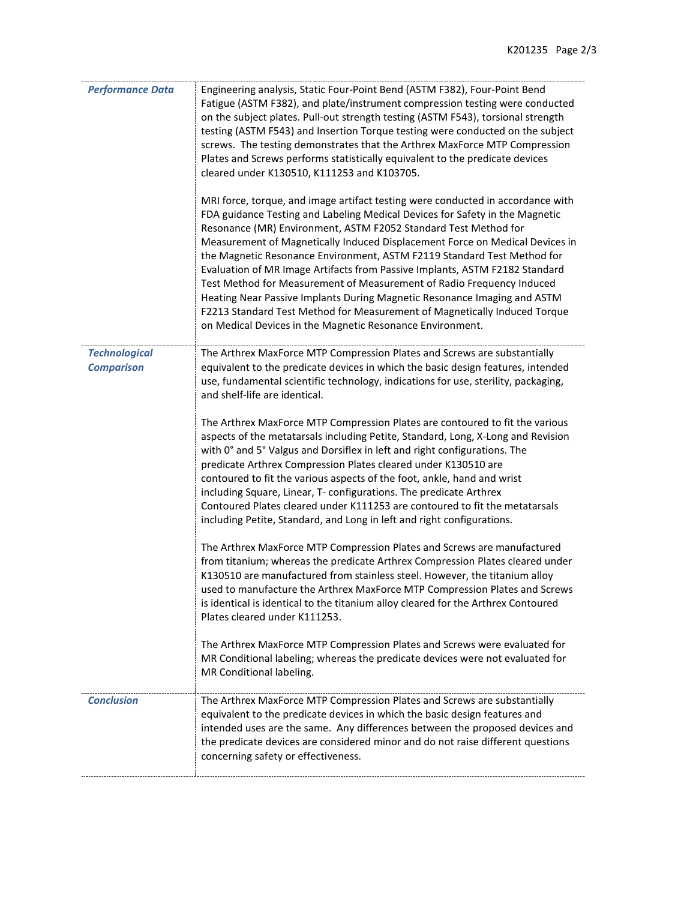| | |
|---|---|
| ***Performance Data*** | Engineering analysis, Static Four-Point Bend (ASTM F382), Four-Point Bend Fatigue (ASTM F382), and plate/instrument compression testing were conducted on the subject plates. Pull-out strength testing (ASTM F543), torsional strength testing (ASTM F543) and Insertion Torque testing were conducted on the subject screws. The testing demonstrates that the Arthrex MaxForce MTP Compression Plates and Screws performs statistically equivalent to the predicate devices cleared under K130510, K111253 and K103705.<br><br>MRI force, torque, and image artifact testing were conducted in accordance with FDA guidance Testing and Labeling Medical Devices for Safety in the Magnetic Resonance (MR) Environment, ASTM F2052 Standard Test Method for Measurement of Magnetically Induced Displacement Force on Medical Devices in the Magnetic Resonance Environment, ASTM F2119 Standard Test Method for Evaluation of MR Image Artifacts from Passive Implants, ASTM F2182 Standard Test Method for Measurement of Measurement of Radio Frequency Induced Heating Near Passive Implants During Magnetic Resonance Imaging and ASTM F2213 Standard Test Method for Measurement of Magnetically Induced Torque on Medical Devices in the Magnetic Resonance Environment. |
| ***Technological Comparison*** | The Arthrex MaxForce MTP Compression Plates and Screws are substantially equivalent to the predicate devices in which the basic design features, intended use, fundamental scientific technology, indications for use, sterility, packaging, and shelf-life are identical.<br><br>The Arthrex MaxForce MTP Compression Plates are contoured to fit the various aspects of the metatarsals including Petite, Standard, Long, X-Long and Revision with 0° and 5° Valgus and Dorsiflex in left and right configurations. The predicate Arthrex Compression Plates cleared under K130510 are contoured to fit the various aspects of the foot, ankle, hand and wrist including Square, Linear, T- configurations. The predicate Arthrex Contoured Plates cleared under K111253 are contoured to fit the metatarsals including Petite, Standard, and Long in left and right configurations.<br><br>The Arthrex MaxForce MTP Compression Plates and Screws are manufactured from titanium; whereas the predicate Arthrex Compression Plates cleared under K130510 are manufactured from stainless steel. However, the titanium alloy used to manufacture the Arthrex MaxForce MTP Compression Plates and Screws is identical is identical to the titanium alloy cleared for the Arthrex Contoured Plates cleared under K111253.<br><br>The Arthrex MaxForce MTP Compression Plates and Screws were evaluated for MR Conditional labeling; whereas the predicate devices were not evaluated for MR Conditional labeling. |
| ***Conclusion*** | The Arthrex MaxForce MTP Compression Plates and Screws are substantially equivalent to the predicate devices in which the basic design features and intended uses are the same. Any differences between the proposed devices and the predicate devices are considered minor and do not raise different questions concerning safety or effectiveness. |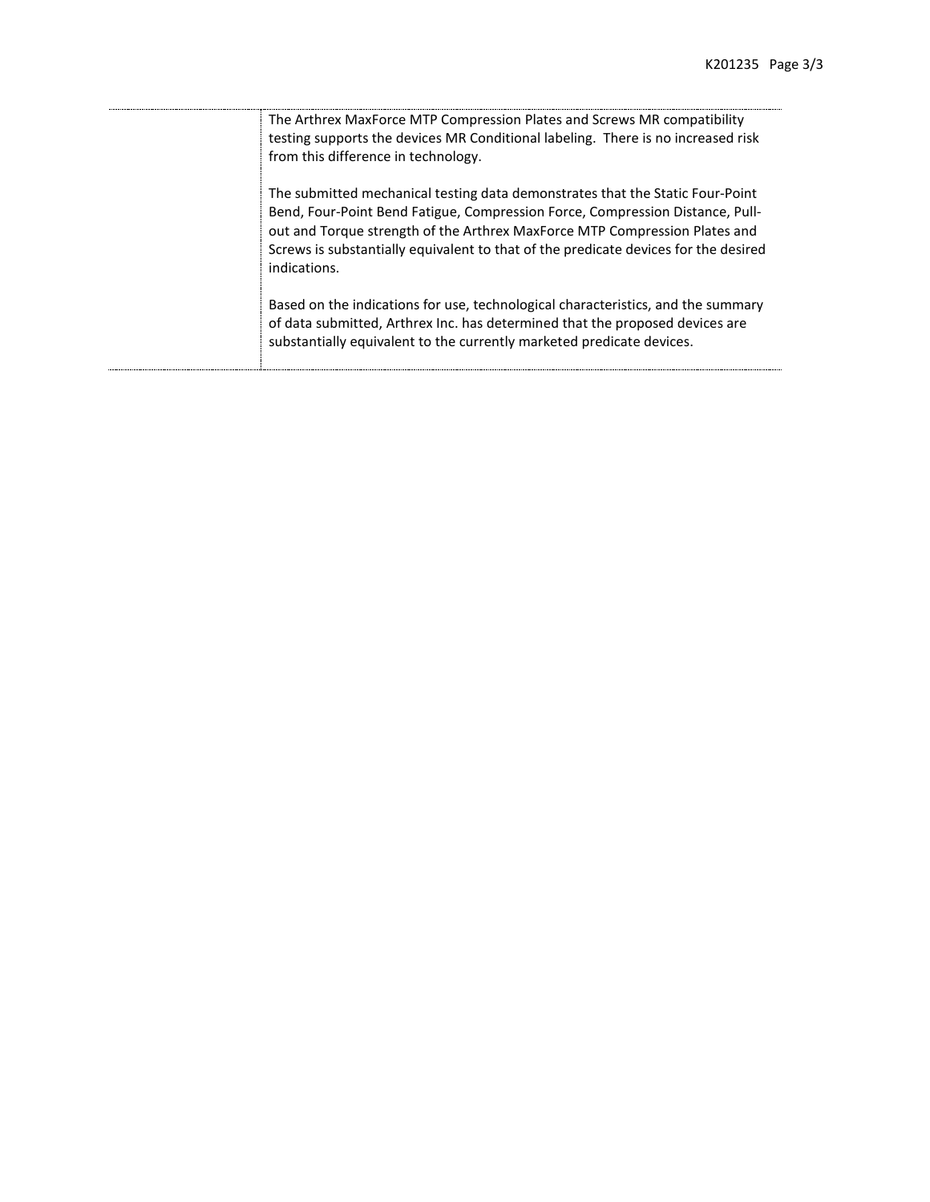| | |
| --- | --- |
| | The Arthrex MaxForce MTP Compression Plates and Screws MR compatibility testing supports the devices MR Conditional labeling. There is no increased risk from this difference in technology.<br><br>The submitted mechanical testing data demonstrates that the Static Four-Point Bend, Four-Point Bend Fatigue, Compression Force, Compression Distance, Pull-out and Torque strength of the Arthrex MaxForce MTP Compression Plates and Screws is substantially equivalent to that of the predicate devices for the desired indications.<br><br>Based on the indications for use, technological characteristics, and the summary of data submitted, Arthrex Inc. has determined that the proposed devices are substantially equivalent to the currently marketed predicate devices. |